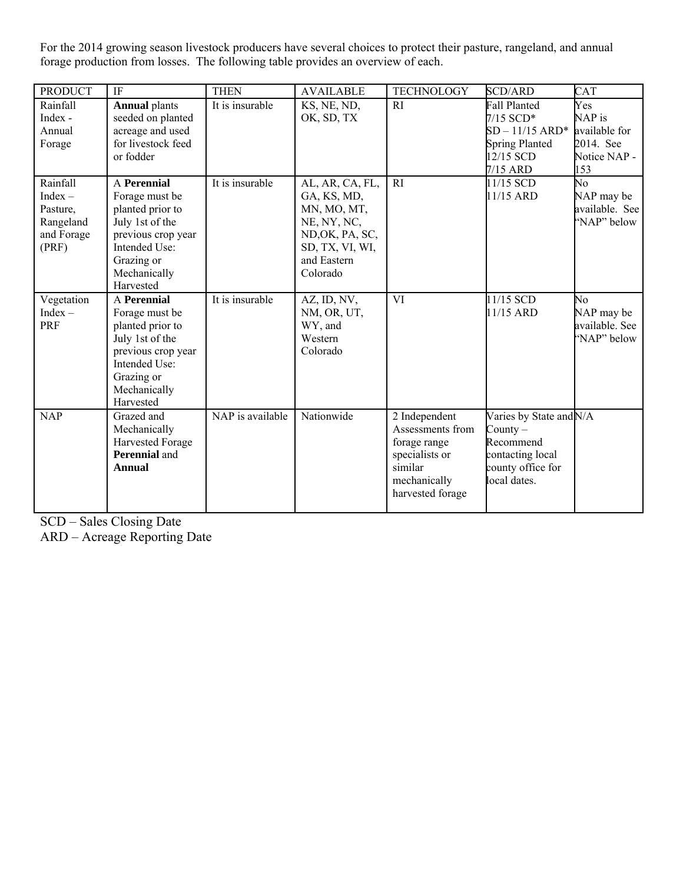For the 2014 growing season livestock producers have several choices to protect their pasture, rangeland, and annual forage production from losses. The following table provides an overview of each.

| PRODUCT | IF | THEN | AVAILABLE | TECHNOLOGY | SCD/ARD | CAT |
|---|---|---|---|---|---|---|
| Rainfall Index - Annual Forage | **Annual** plants seeded on planted acreage and used for livestock feed or fodder | It is insurable | KS, NE, ND, OK, SD, TX | RI | Fall Planted 7/15 SCD* SD – 11/15 ARD* Spring Planted 12/15 SCD 7/15 ARD | Yes NAP is available for 2014. See Notice NAP - 153 |
| Rainfall Index – Pasture, Rangeland and Forage (PRF) | A **Perennial** Forage must be planted prior to July 1st of the previous crop year Intended Use: Grazing or Mechanically Harvested | It is insurable | AL, AR, CA, FL, GA, KS, MD, MN, MO, MT, NE, NY, NC, ND,OK, PA, SC, SD, TX, VI, WI, and Eastern Colorado | RI | 11/15 SCD 11/15 ARD | No NAP may be available. See "NAP" below |
| Vegetation Index – PRF | A **Perennial** Forage must be planted prior to July 1st of the previous crop year Intended Use: Grazing or Mechanically Harvested | It is insurable | AZ, ID, NV, NM, OR, UT, WY, and Western Colorado | VI | 11/15 SCD 11/15 ARD | No NAP may be available. See "NAP" below |
| NAP | Grazed and Mechanically Harvested Forage **Perennial** and **Annual** | NAP is available | Nationwide | 2 Independent Assessments from forage range specialists or similar mechanically harvested forage | Varies by State and County – Recommend contacting local county office for local dates. | N/A |

SCD – Sales Closing Date
ARD – Acreage Reporting Date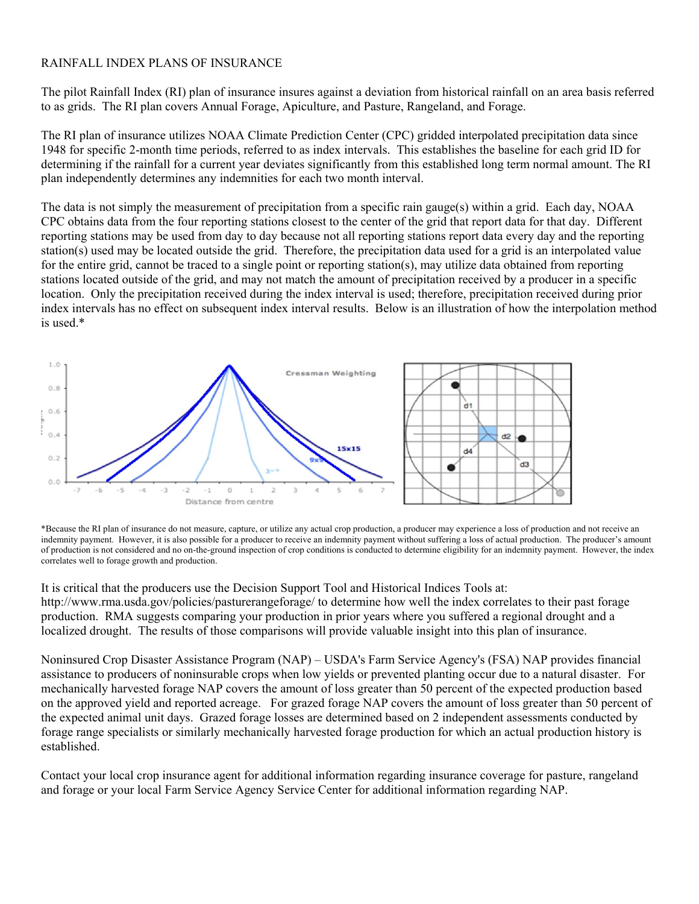RAINFALL INDEX PLANS OF INSURANCE

The pilot Rainfall Index (RI) plan of insurance insures against a deviation from historical rainfall on an area basis referred to as grids. The RI plan covers Annual Forage, Apiculture, and Pasture, Rangeland, and Forage.

The RI plan of insurance utilizes NOAA Climate Prediction Center (CPC) gridded interpolated precipitation data since 1948 for specific 2-month time periods, referred to as index intervals. This establishes the baseline for each grid ID for determining if the rainfall for a current year deviates significantly from this established long term normal amount. The RI plan independently determines any indemnities for each two month interval.

The data is not simply the measurement of precipitation from a specific rain gauge(s) within a grid. Each day, NOAA CPC obtains data from the four reporting stations closest to the center of the grid that report data for that day. Different reporting stations may be used from day to day because not all reporting stations report data every day and the reporting station(s) used may be located outside the grid. Therefore, the precipitation data used for a grid is an interpolated value for the entire grid, cannot be traced to a single point or reporting station(s), may utilize data obtained from reporting stations located outside of the grid, and may not match the amount of precipitation received by a producer in a specific location. Only the precipitation received during the index interval is used; therefore, precipitation received during prior index intervals has no effect on subsequent index interval results. Below is an illustration of how the interpolation method is used.*

Cressman Weighting

15x15

9x9

3x3

1.0
0.8
0.6
0.4
0.2
0.0

-7 -6 -5 -4 -3 -2 -1 0 1 2 3 4 5 6 7

Distance from centre

d1

d2

d3

d4

*Because the RI plan of insurance do not measure, capture, or utilize any actual crop production, a producer may experience a loss of production and not receive an indemnity payment. However, it is also possible for a producer to receive an indemnity payment without suffering a loss of actual production. The producer's amount of production is not considered and no on-the-ground inspection of crop conditions is conducted to determine eligibility for an indemnity payment. However, the index correlates well to forage growth and production.

It is critical that the producers use the Decision Support Tool and Historical Indices Tools at: http://www.rma.usda.gov/policies/pasturerangeforage/ to determine how well the index correlates to their past forage production. RMA suggests comparing your production in prior years where you suffered a regional drought and a localized drought. The results of those comparisons will provide valuable insight into this plan of insurance.

Noninsured Crop Disaster Assistance Program (NAP) – USDA's Farm Service Agency's (FSA) NAP provides financial assistance to producers of noninsurable crops when low yields or prevented planting occur due to a natural disaster. For mechanically harvested forage NAP covers the amount of loss greater than 50 percent of the expected production based on the approved yield and reported acreage. For grazed forage NAP covers the amount of loss greater than 50 percent of the expected animal unit days. Grazed forage losses are determined based on 2 independent assessments conducted by forage range specialists or similarly mechanically harvested forage production for which an actual production history is established.

Contact your local crop insurance agent for additional information regarding insurance coverage for pasture, rangeland and forage or your local Farm Service Agency Service Center for additional information regarding NAP.